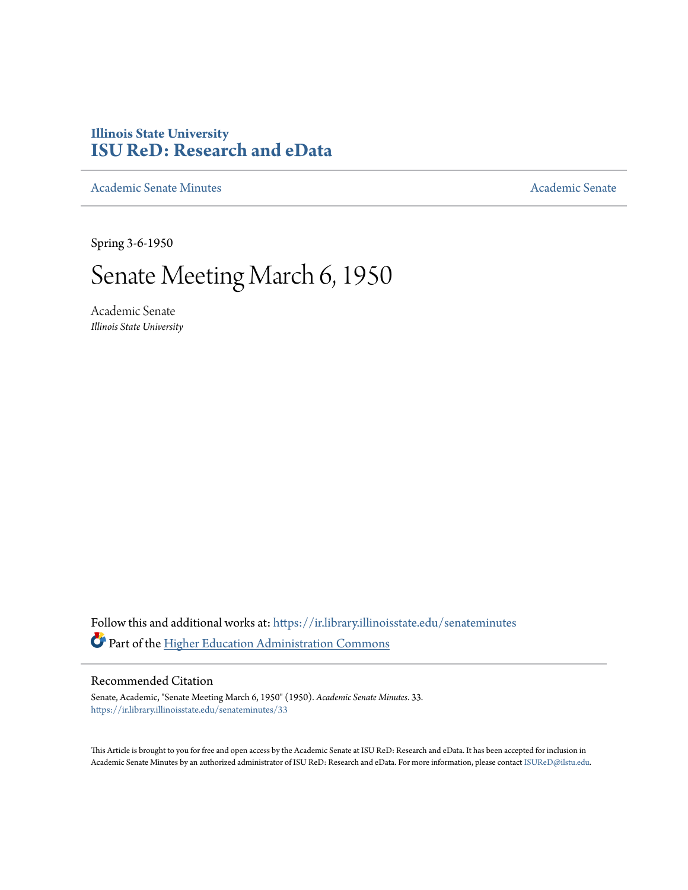**Illinois State University**
**ISU ReD: Research and eData**

Academic Senate Minutes | Academic Senate

Spring 3-6-1950

# Senate Meeting March 6, 1950

Academic Senate
*Illinois State University*

Follow this and additional works at: https://ir.library.illinoisstate.edu/senateminutes

Part of the Higher Education Administration Commons

## Recommended Citation

Senate, Academic, "Senate Meeting March 6, 1950" (1950). *Academic Senate Minutes*. 33.
https://ir.library.illinoisstate.edu/senateminutes/33

This Article is brought to you for free and open access by the Academic Senate at ISU ReD: Research and eData. It has been accepted for inclusion in Academic Senate Minutes by an authorized administrator of ISU ReD: Research and eData. For more information, please contact ISUReD@ilstu.edu.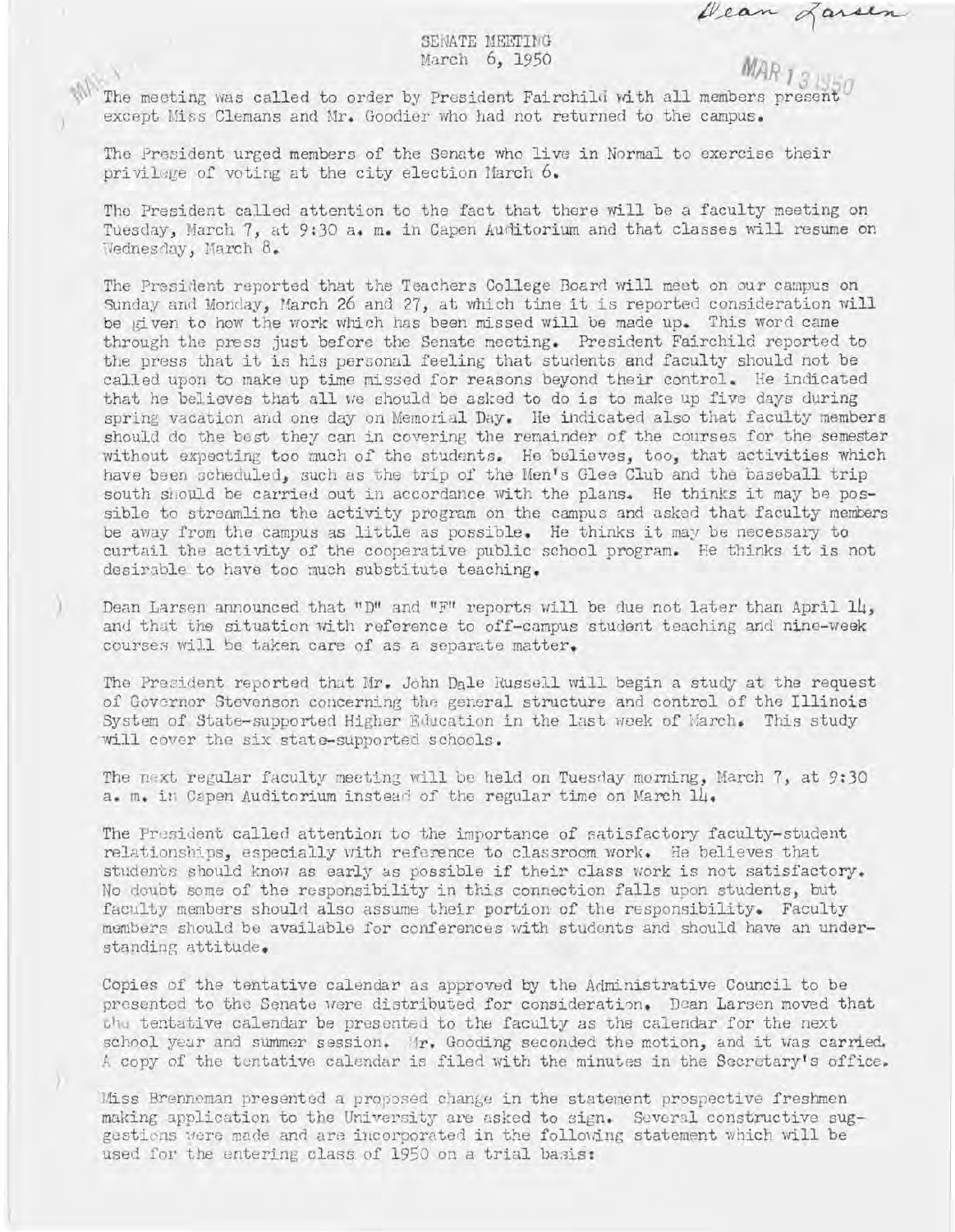Dean Larsen

SENATE MEETING
March 6, 1950

MAR 13 1950

The meeting was called to order by President Fairchild with all members present except Miss Clemans and Mr. Goodier who had not returned to the campus.

The President urged members of the Senate who live in Normal to exercise their privilege of voting at the city election March 6.

The President called attention to the fact that there will be a faculty meeting on Tuesday, March 7, at 9:30 a. m. in Capen Auditorium and that classes will resume on Wednesday, March 8.

The President reported that the Teachers College Board will meet on our campus on Sunday and Monday, March 26 and 27, at which time it is reported consideration will be given to how the work which has been missed will be made up. This word came through the press just before the Senate meeting. President Fairchild reported to the press that it is his personal feeling that students and faculty should not be called upon to make up time missed for reasons beyond their control. He indicated that he believes that all we should be asked to do is to make up five days during spring vacation and one day on Memorial Day. He indicated also that faculty members should do the best they can in covering the remainder of the courses for the semester without expecting too much of the students. He believes, too, that activities which have been scheduled, such as the trip of the Men's Glee Club and the baseball trip south should be carried out in accordance with the plans. He thinks it may be possible to streamline the activity program on the campus and asked that faculty members be away from the campus as little as possible. He thinks it may be necessary to curtail the activity of the cooperative public school program. He thinks it is not desirable to have too much substitute teaching.

Dean Larsen announced that "D" and "F" reports will be due not later than April 14, and that the situation with reference to off-campus student teaching and nine-week courses will be taken care of as a separate matter.

The President reported that Mr. John Dale Russell will begin a study at the request of Governor Stevenson concerning the general structure and control of the Illinois System of State-supported Higher Education in the last week of March. This study will cover the six state-supported schools.

The next regular faculty meeting will be held on Tuesday morning, March 7, at 9:30 a. m. in Capen Auditorium instead of the regular time on March 14.

The President called attention to the importance of satisfactory faculty-student relationships, especially with reference to classroom work. He believes that students should know as early as possible if their class work is not satisfactory. No doubt some of the responsibility in this connection falls upon students, but faculty members should also assume their portion of the responsibility. Faculty members should be available for conferences with students and should have an understanding attitude.

Copies of the tentative calendar as approved by the Administrative Council to be presented to the Senate were distributed for consideration. Dean Larsen moved that the tentative calendar be presented to the faculty as the calendar for the next school year and summer session. Mr. Gooding seconded the motion, and it was carried. A copy of the tentative calendar is filed with the minutes in the Secretary's office.

Miss Brenneman presented a proposed change in the statement prospective freshmen making application to the University are asked to sign. Several constructive suggestions were made and are incorporated in the following statement which will be used for the entering class of 1950 on a trial basis: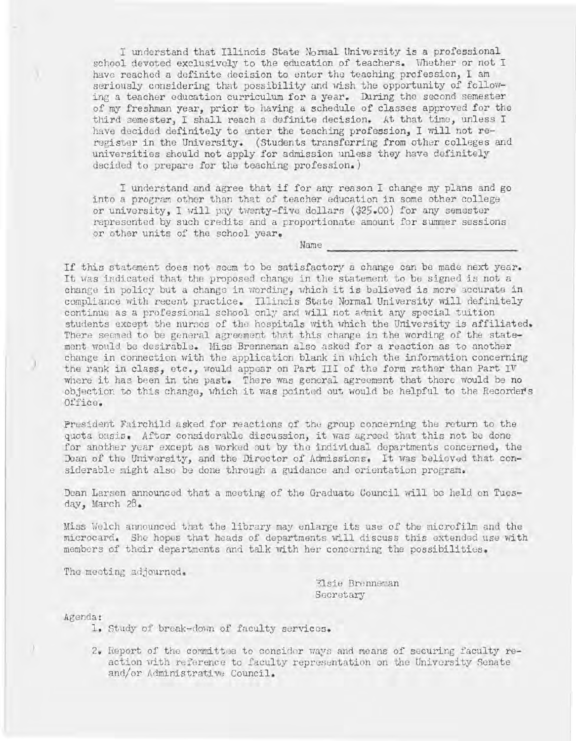I understand that Illinois State Normal University is a professional school devoted exclusively to the education of teachers. Whether or not I have reached a definite decision to enter the teaching profession, I am seriously considering that possibility and wish the opportunity of following a teacher education curriculum for a year. During the second semester of my freshman year, prior to having a schedule of classes approved for the third semester, I shall reach a definite decision. At that time, unless I have decided definitely to enter the teaching profession, I will not re-register in the University. (Students transferring from other colleges and universities should not apply for admission unless they have definitely decided to prepare for the teaching profession.)

I understand and agree that if for any reason I change my plans and go into a program other than that of teacher education in some other college or university, I will pay twenty-five dollars ($25.00) for any semester represented by such credits and a proportionate amount for summer sessions or other units of the school year.

Name ______________________________

If this statement does not seem to be satisfactory a change can be made next year. It was indicated that the proposed change in the statement to be signed is not a change in policy but a change in wording, which it is believed is more accurate in compliance with recent practice. Illinois State Normal University will definitely continue as a professional school only and will not admit any special tuition students except the nurses of the hospitals with which the University is affiliated. There seemed to be general agreement that this change in the wording of the statement would be desirable. Miss Brenneman also asked for a reaction as to another change in connection with the application blank in which the information concerning the rank in class, etc., would appear on Part III of the form rather than Part IV where it has been in the past. There was general agreement that there would be no objection to this change, which it was pointed out would be helpful to the Recorder's Office.

President Fairchild asked for reactions of the group concerning the return to the quota basis. After considerable discussion, it was agreed that this not be done for another year except as worked out by the individual departments concerned, the Dean of the University, and the Director of Admissions. It was believed that considerable might also be done through a guidance and orientation program.

Dean Larsen announced that a meeting of the Graduate Council will be held on Tuesday, March 28.

Miss Welch announced that the library may enlarge its use of the microfilm and the microcard. She hopes that heads of departments will discuss this extended use with members of their departments and talk with her concerning the possibilities.

The meeting adjourned.

Elsie Brenneman
Secretary

Agenda:

1. Study of break-down of faculty services.

2. Report of the committee to consider ways and means of securing faculty reaction with reference to faculty representation on the University Senate and/or Administrative Council.